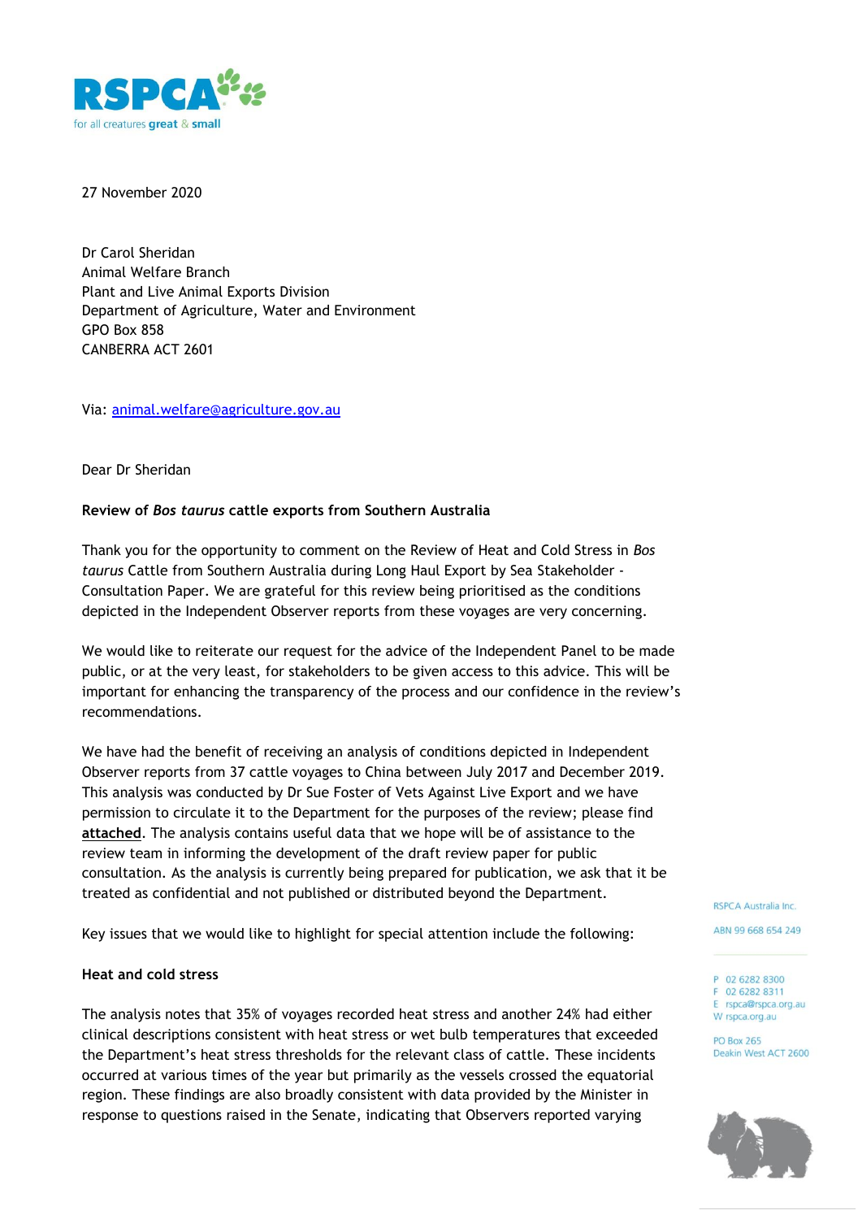RSPCA

for all creatures great & small

27 November 2020

Dr Carol Sheridan
Animal Welfare Branch
Plant and Live Animal Exports Division
Department of Agriculture, Water and Environment
GPO Box 858
CANBERRA ACT 2601

Via: animal.welfare@agriculture.gov.au

Dear Dr Sheridan

**Review of *Bos taurus* cattle exports from Southern Australia**

Thank you for the opportunity to comment on the Review of Heat and Cold Stress in *Bos taurus* Cattle from Southern Australia during Long Haul Export by Sea Stakeholder - Consultation Paper. We are grateful for this review being prioritised as the conditions depicted in the Independent Observer reports from these voyages are very concerning.

We would like to reiterate our request for the advice of the Independent Panel to be made public, or at the very least, for stakeholders to be given access to this advice. This will be important for enhancing the transparency of the process and our confidence in the review's recommendations.

We have had the benefit of receiving an analysis of conditions depicted in Independent Observer reports from 37 cattle voyages to China between July 2017 and December 2019. This analysis was conducted by Dr Sue Foster of Vets Against Live Export and we have permission to circulate it to the Department for the purposes of the review; please find **attached**. The analysis contains useful data that we hope will be of assistance to the review team in informing the development of the draft review paper for public consultation. As the analysis is currently being prepared for publication, we ask that it be treated as confidential and not published or distributed beyond the Department.

Key issues that we would like to highlight for special attention include the following:

**Heat and cold stress**

The analysis notes that 35% of voyages recorded heat stress and another 24% had either clinical descriptions consistent with heat stress or wet bulb temperatures that exceeded the Department's heat stress thresholds for the relevant class of cattle. These incidents occurred at various times of the year but primarily as the vessels crossed the equatorial region. These findings are also broadly consistent with data provided by the Minister in response to questions raised in the Senate, indicating that Observers reported varying

RSPCA Australia Inc.

ABN 99 668 654 249

P 02 6282 8300
F 02 6282 8311
E rspca@rspca.org.au
W rspca.org.au

PO Box 265
Deakin West ACT 2600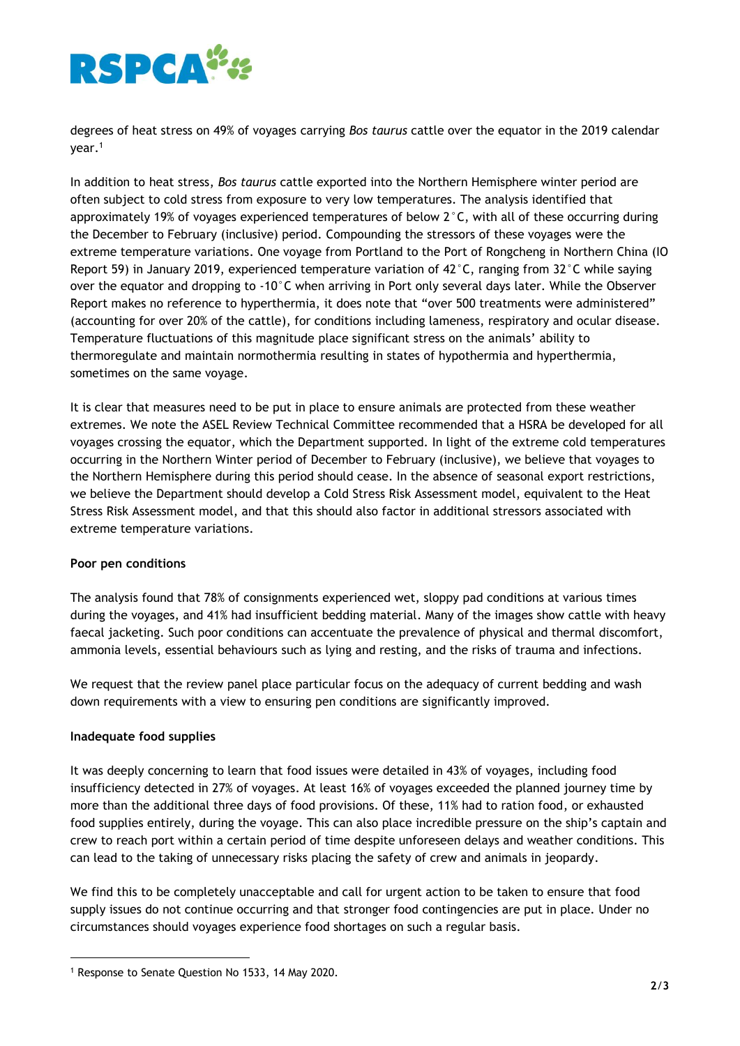degrees of heat stress on 49% of voyages carrying *Bos taurus* cattle over the equator in the 2019 calendar year.[1]

In addition to heat stress, *Bos taurus* cattle exported into the Northern Hemisphere winter period are often subject to cold stress from exposure to very low temperatures. The analysis identified that approximately 19% of voyages experienced temperatures of below 2˚C, with all of these occurring during the December to February (inclusive) period. Compounding the stressors of these voyages were the extreme temperature variations. One voyage from Portland to the Port of Rongcheng in Northern China (IO Report 59) in January 2019, experienced temperature variation of 42˚C, ranging from 32˚C while saying over the equator and dropping to -10˚C when arriving in Port only several days later. While the Observer Report makes no reference to hyperthermia, it does note that "over 500 treatments were administered" (accounting for over 20% of the cattle), for conditions including lameness, respiratory and ocular disease. Temperature fluctuations of this magnitude place significant stress on the animals' ability to thermoregulate and maintain normothermia resulting in states of hypothermia and hyperthermia, sometimes on the same voyage.

It is clear that measures need to be put in place to ensure animals are protected from these weather extremes. We note the ASEL Review Technical Committee recommended that a HSRA be developed for all voyages crossing the equator, which the Department supported. In light of the extreme cold temperatures occurring in the Northern Winter period of December to February (inclusive), we believe that voyages to the Northern Hemisphere during this period should cease. In the absence of seasonal export restrictions, we believe the Department should develop a Cold Stress Risk Assessment model, equivalent to the Heat Stress Risk Assessment model, and that this should also factor in additional stressors associated with extreme temperature variations.

**Poor pen conditions**

The analysis found that 78% of consignments experienced wet, sloppy pad conditions at various times during the voyages, and 41% had insufficient bedding material. Many of the images show cattle with heavy faecal jacketing. Such poor conditions can accentuate the prevalence of physical and thermal discomfort, ammonia levels, essential behaviours such as lying and resting, and the risks of trauma and infections.

We request that the review panel place particular focus on the adequacy of current bedding and wash down requirements with a view to ensuring pen conditions are significantly improved.

**Inadequate food supplies**

It was deeply concerning to learn that food issues were detailed in 43% of voyages, including food insufficiency detected in 27% of voyages. At least 16% of voyages exceeded the planned journey time by more than the additional three days of food provisions. Of these, 11% had to ration food, or exhausted food supplies entirely, during the voyage. This can also place incredible pressure on the ship's captain and crew to reach port within a certain period of time despite unforeseen delays and weather conditions. This can lead to the taking of unnecessary risks placing the safety of crew and animals in jeopardy.

We find this to be completely unacceptable and call for urgent action to be taken to ensure that food supply issues do not continue occurring and that stronger food contingencies are put in place. Under no circumstances should voyages experience food shortages on such a regular basis.

---

[1] Response to Senate Question No 1533, 14 May 2020.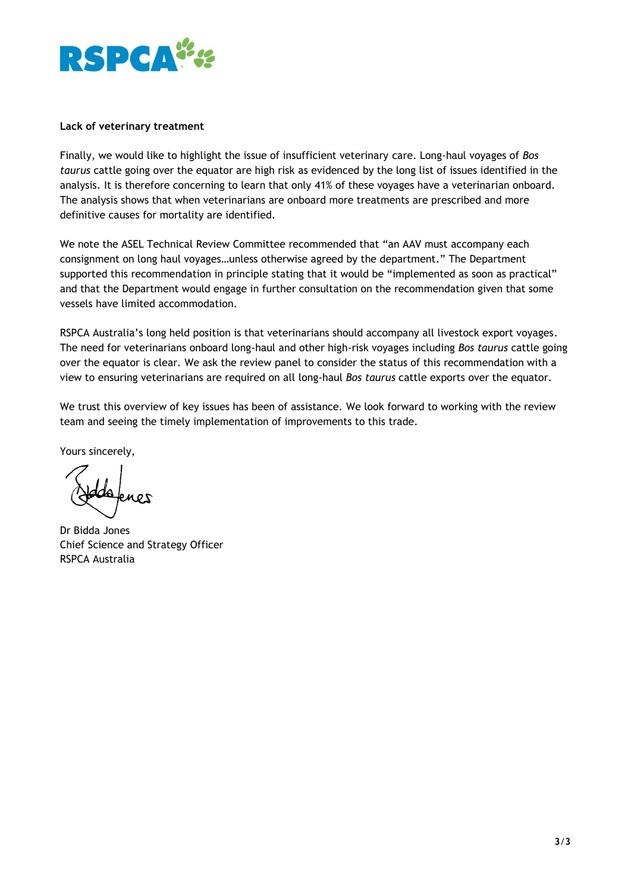**Lack of veterinary treatment**

Finally, we would like to highlight the issue of insufficient veterinary care. Long-haul voyages of *Bos taurus* cattle going over the equator are high risk as evidenced by the long list of issues identified in the analysis. It is therefore concerning to learn that only 41% of these voyages have a veterinarian onboard. The analysis shows that when veterinarians are onboard more treatments are prescribed and more definitive causes for mortality are identified.

We note the ASEL Technical Review Committee recommended that "an AAV must accompany each consignment on long haul voyages…unless otherwise agreed by the department." The Department supported this recommendation in principle stating that it would be "implemented as soon as practical" and that the Department would engage in further consultation on the recommendation given that some vessels have limited accommodation.

RSPCA Australia's long held position is that veterinarians should accompany all livestock export voyages. The need for veterinarians onboard long-haul and other high-risk voyages including *Bos taurus* cattle going over the equator is clear. We ask the review panel to consider the status of this recommendation with a view to ensuring veterinarians are required on all long-haul *Bos taurus* cattle exports over the equator.

We trust this overview of key issues has been of assistance. We look forward to working with the review team and seeing the timely implementation of improvements to this trade.

Yours sincerely,

Dr Bidda Jones
Chief Science and Strategy Officer
RSPCA Australia